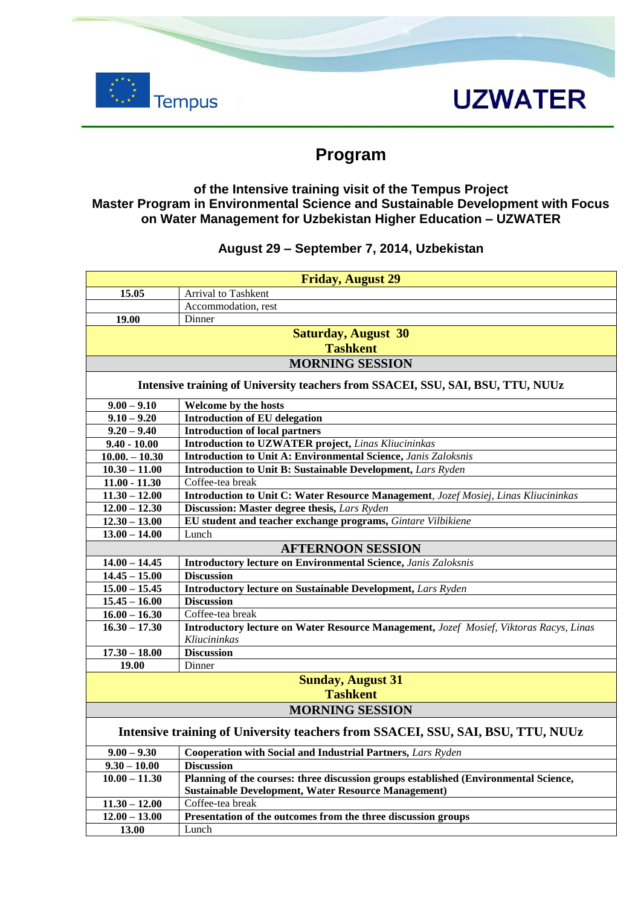Tempus

# UZWATER

## Program

### of the Intensive training visit of the Tempus Project Master Program in Environmental Science and Sustainable Development with Focus on Water Management for Uzbekistan Higher Education – UZWATER

### August 29 – September 7, 2014, Uzbekistan

| **Friday, August 29** | |
|---|---|
| **15.05** | Arrival to Tashkent |
| | Accommodation, rest |
| **19.00** | Dinner |
| **Saturday, August 30 Tashkent** | |
| **MORNING SESSION** | |
| **Intensive training of University teachers from SSACEI, SSU, SAI, BSU, TTU, NUUz** | |
| **9.00 – 9.10** | **Welcome by the hosts** |
| **9.10 – 9.20** | **Introduction of EU delegation** |
| **9.20 – 9.40** | **Introduction of local partners** |
| **9.40 - 10.00** | **Introduction to UZWATER project,** *Linas Kliucininkas* |
| **10.00. – 10.30** | **Introduction to Unit A: Environmental Science,** *Janis Zaloksnis* |
| **10.30 – 11.00** | **Introduction to Unit B: Sustainable Development,** *Lars Ryden* |
| **11.00 - 11.30** | Coffee-tea break |
| **11.30 – 12.00** | **Introduction to Unit C: Water Resource Management**, *Jozef Mosiej, Linas Kliucininkas* |
| **12.00 – 12.30** | **Discussion: Master degree thesis,** *Lars Ryden* |
| **12.30 – 13.00** | **EU student and teacher exchange programs,** *Gintare Vilbikiene* |
| **13.00 – 14.00** | Lunch |
| **AFTERNOON SESSION** | |
| **14.00 – 14.45** | **Introductory lecture on Environmental Science,** *Janis Zaloksnis* |
| **14.45 – 15.00** | **Discussion** |
| **15.00 – 15.45** | **Introductory lecture on Sustainable Development,** *Lars Ryden* |
| **15.45 – 16.00** | **Discussion** |
| **16.00 – 16.30** | Coffee-tea break |
| **16.30 – 17.30** | **Introductory lecture on Water Resource Management,** *Jozef Mosief, Viktoras Racys, Linas Kliucininkas* |
| **17.30 – 18.00** | **Discussion** |
| **19.00** | Dinner |
| **Sunday, August 31 Tashkent** | |
| **MORNING SESSION** | |
| **Intensive training of University teachers from SSACEI, SSU, SAI, BSU, TTU, NUUz** | |
| **9.00 – 9.30** | **Cooperation with Social and Industrial Partners,** *Lars Ryden* |
| **9.30 – 10.00** | **Discussion** |
| **10.00 – 11.30** | **Planning of the courses: three discussion groups established (Environmental Science, Sustainable Development, Water Resource Management)** |
| **11.30 – 12.00** | Coffee-tea break |
| **12.00 – 13.00** | **Presentation of the outcomes from the three discussion groups** |
| **13.00** | Lunch |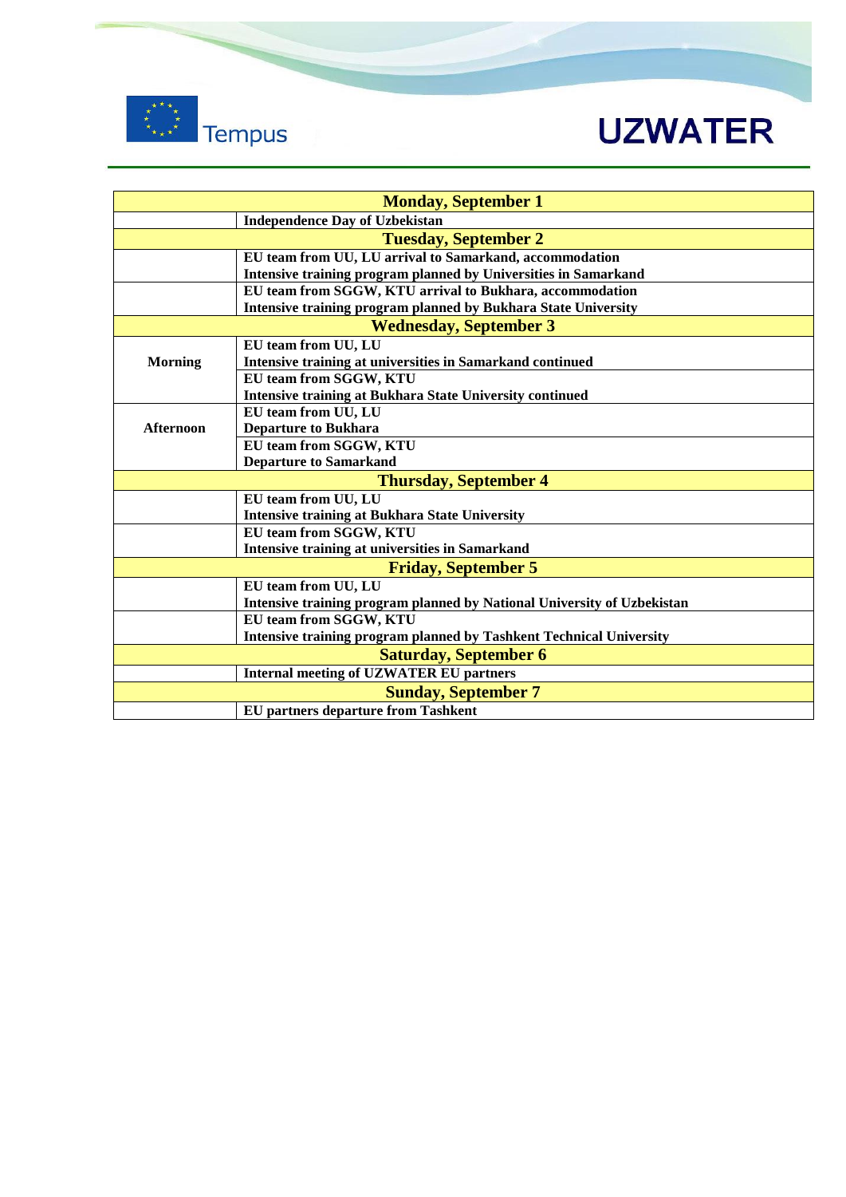| | |
|---|---|
| **Monday, September 1** | |
| | **Independence Day of Uzbekistan** |
| **Tuesday, September 2** | |
| | **EU team from UU, LU arrival to Samarkand, accommodation**<br>**Intensive training program planned by Universities in Samarkand** |
| | **EU team from SGGW, KTU arrival to Bukhara, accommodation**<br>**Intensive training program planned by Bukhara State University** |
| **Wednesday, September 3** | |
| **Morning** | **EU team from UU, LU**<br>**Intensive training at universities in Samarkand continued** |
| | **EU team from SGGW, KTU**<br>**Intensive training at Bukhara State University continued** |
| **Afternoon** | **EU team from UU, LU**<br>**Departure to Bukhara** |
| | **EU team from SGGW, KTU**<br>**Departure to Samarkand** |
| **Thursday, September 4** | |
| | **EU team from UU, LU**<br>**Intensive training at Bukhara State University** |
| | **EU team from SGGW, KTU**<br>**Intensive training at universities in Samarkand** |
| **Friday, September 5** | |
| | **EU team from UU, LU**<br>**Intensive training program planned by National University of Uzbekistan** |
| | **EU team from SGGW, KTU**<br>**Intensive training program planned by Tashkent Technical University** |
| **Saturday, September 6** | |
| | **Internal meeting of UZWATER EU partners** |
| **Sunday, September 7** | |
| | **EU partners departure from Tashkent** |